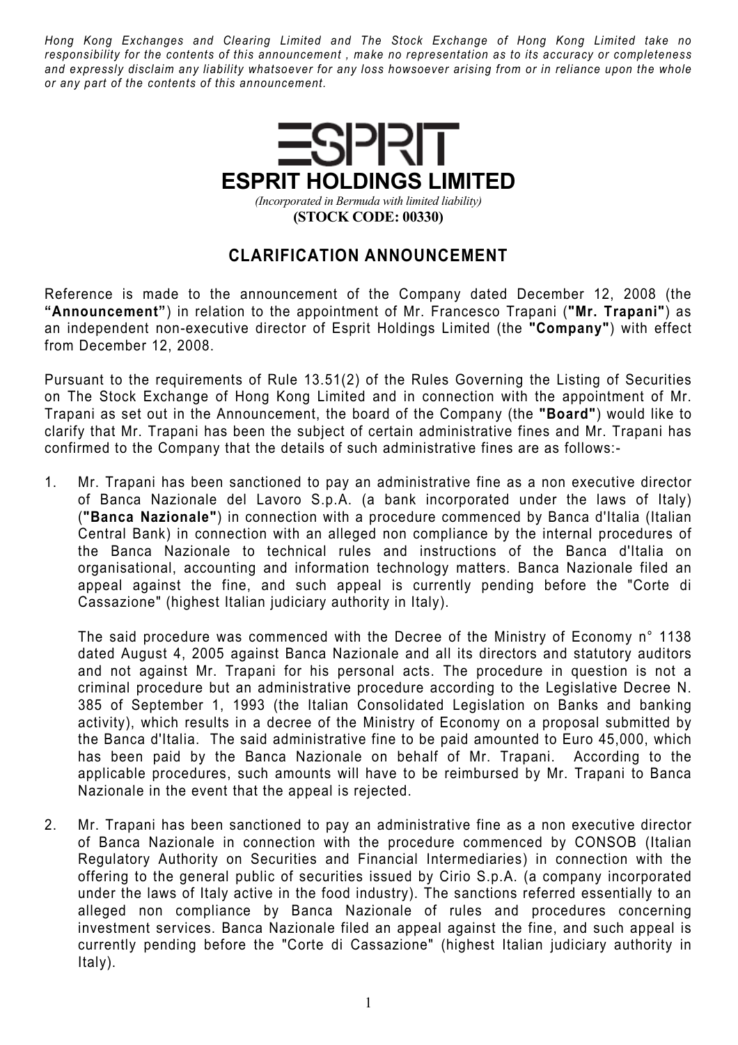*Hong Kong Exchanges and Clearing Limited and The Stock Exchange of Hong Kong Limited take no responsibility for the contents of this announcement , make no representation as to its accuracy or completeness and expressly disclaim any liability whatsoever for any loss howsoever arising from or in reliance upon the whole or any part of the contents of this announcement.*

# ESPRIT HOLDINGS LIMITED

*(Incorporated in Bermuda with limited liability)*

**(STOCK CODE: 00330)**

## CLARIFICATION ANNOUNCEMENT

Reference is made to the announcement of the Company dated December 12, 2008 (the **"Announcement"**) in relation to the appointment of Mr. Francesco Trapani (**"Mr. Trapani"**) as an independent non-executive director of Esprit Holdings Limited (the **"Company"**) with effect from December 12, 2008.

Pursuant to the requirements of Rule 13.51(2) of the Rules Governing the Listing of Securities on The Stock Exchange of Hong Kong Limited and in connection with the appointment of Mr. Trapani as set out in the Announcement, the board of the Company (the **"Board"**) would like to clarify that Mr. Trapani has been the subject of certain administrative fines and Mr. Trapani has confirmed to the Company that the details of such administrative fines are as follows:-

1. Mr. Trapani has been sanctioned to pay an administrative fine as a non executive director of Banca Nazionale del Lavoro S.p.A. (a bank incorporated under the laws of Italy) (**"Banca Nazionale"**) in connection with a procedure commenced by Banca d'Italia (Italian Central Bank) in connection with an alleged non compliance by the internal procedures of the Banca Nazionale to technical rules and instructions of the Banca d'Italia on organisational, accounting and information technology matters. Banca Nazionale filed an appeal against the fine, and such appeal is currently pending before the "Corte di Cassazione" (highest Italian judiciary authority in Italy).

   The said procedure was commenced with the Decree of the Ministry of Economy n° 1138 dated August 4, 2005 against Banca Nazionale and all its directors and statutory auditors and not against Mr. Trapani for his personal acts. The procedure in question is not a criminal procedure but an administrative procedure according to the Legislative Decree N. 385 of September 1, 1993 (the Italian Consolidated Legislation on Banks and banking activity), which results in a decree of the Ministry of Economy on a proposal submitted by the Banca d'Italia. The said administrative fine to be paid amounted to Euro 45,000, which has been paid by the Banca Nazionale on behalf of Mr. Trapani. According to the applicable procedures, such amounts will have to be reimbursed by Mr. Trapani to Banca Nazionale in the event that the appeal is rejected.

2. Mr. Trapani has been sanctioned to pay an administrative fine as a non executive director of Banca Nazionale in connection with the procedure commenced by CONSOB (Italian Regulatory Authority on Securities and Financial Intermediaries) in connection with the offering to the general public of securities issued by Cirio S.p.A. (a company incorporated under the laws of Italy active in the food industry). The sanctions referred essentially to an alleged non compliance by Banca Nazionale of rules and procedures concerning investment services. Banca Nazionale filed an appeal against the fine, and such appeal is currently pending before the "Corte di Cassazione" (highest Italian judiciary authority in Italy).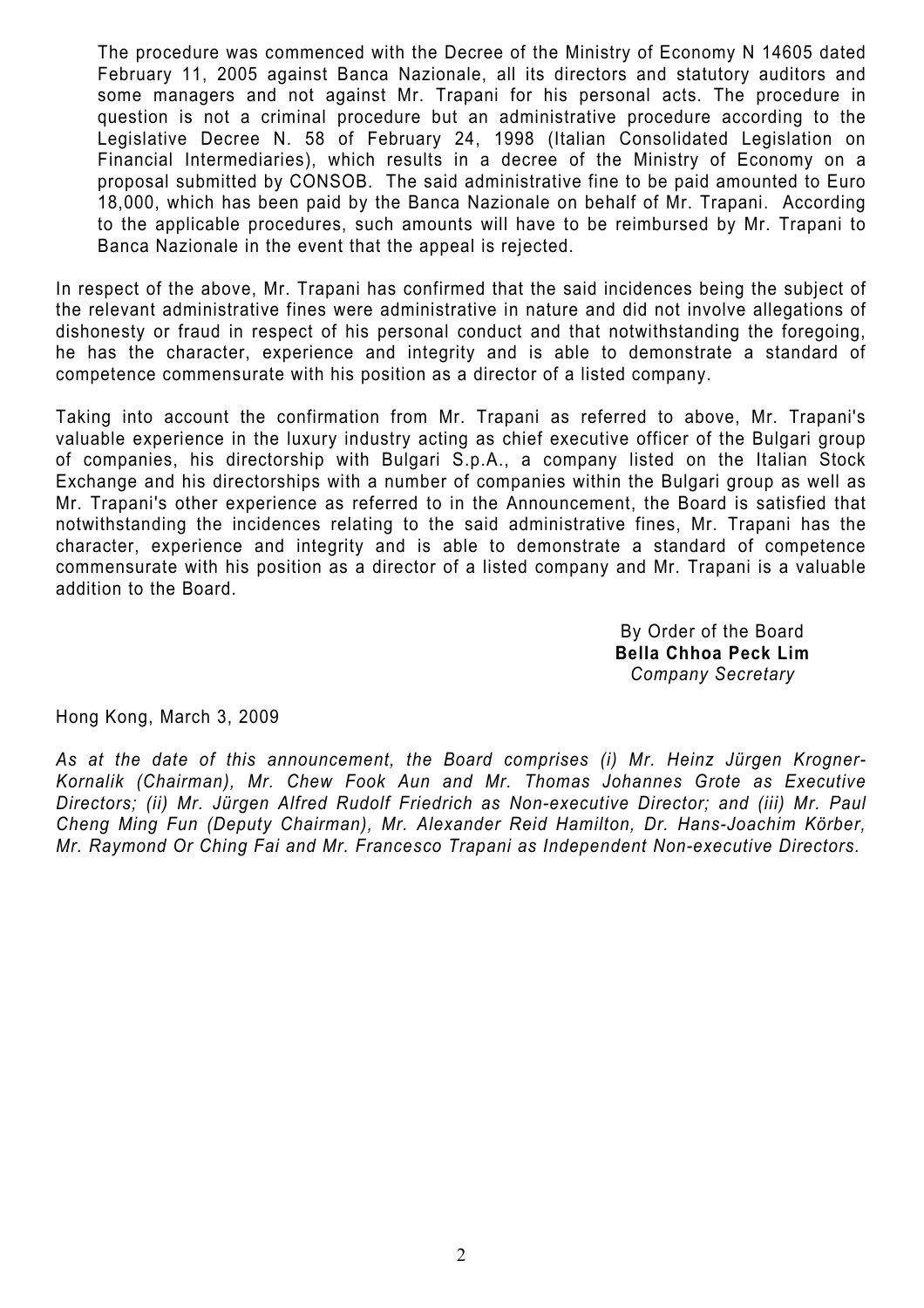The procedure was commenced with the Decree of the Ministry of Economy N 14605 dated February 11, 2005 against Banca Nazionale, all its directors and statutory auditors and some managers and not against Mr. Trapani for his personal acts. The procedure in question is not a criminal procedure but an administrative procedure according to the Legislative Decree N. 58 of February 24, 1998 (Italian Consolidated Legislation on Financial Intermediaries), which results in a decree of the Ministry of Economy on a proposal submitted by CONSOB. The said administrative fine to be paid amounted to Euro 18,000, which has been paid by the Banca Nazionale on behalf of Mr. Trapani. According to the applicable procedures, such amounts will have to be reimbursed by Mr. Trapani to Banca Nazionale in the event that the appeal is rejected.

In respect of the above, Mr. Trapani has confirmed that the said incidences being the subject of the relevant administrative fines were administrative in nature and did not involve allegations of dishonesty or fraud in respect of his personal conduct and that notwithstanding the foregoing, he has the character, experience and integrity and is able to demonstrate a standard of competence commensurate with his position as a director of a listed company.

Taking into account the confirmation from Mr. Trapani as referred to above, Mr. Trapani's valuable experience in the luxury industry acting as chief executive officer of the Bulgari group of companies, his directorship with Bulgari S.p.A., a company listed on the Italian Stock Exchange and his directorships with a number of companies within the Bulgari group as well as Mr. Trapani's other experience as referred to in the Announcement, the Board is satisfied that notwithstanding the incidences relating to the said administrative fines, Mr. Trapani has the character, experience and integrity and is able to demonstrate a standard of competence commensurate with his position as a director of a listed company and Mr. Trapani is a valuable addition to the Board.

By Order of the Board
**Bella Chhoa Peck Lim**
*Company Secretary*

Hong Kong, March 3, 2009

*As at the date of this announcement, the Board comprises (i) Mr. Heinz Jürgen Krogner-Kornalik (Chairman), Mr. Chew Fook Aun and Mr. Thomas Johannes Grote as Executive Directors; (ii) Mr. Jürgen Alfred Rudolf Friedrich as Non-executive Director; and (iii) Mr. Paul Cheng Ming Fun (Deputy Chairman), Mr. Alexander Reid Hamilton, Dr. Hans-Joachim Körber, Mr. Raymond Or Ching Fai and Mr. Francesco Trapani as Independent Non-executive Directors.*